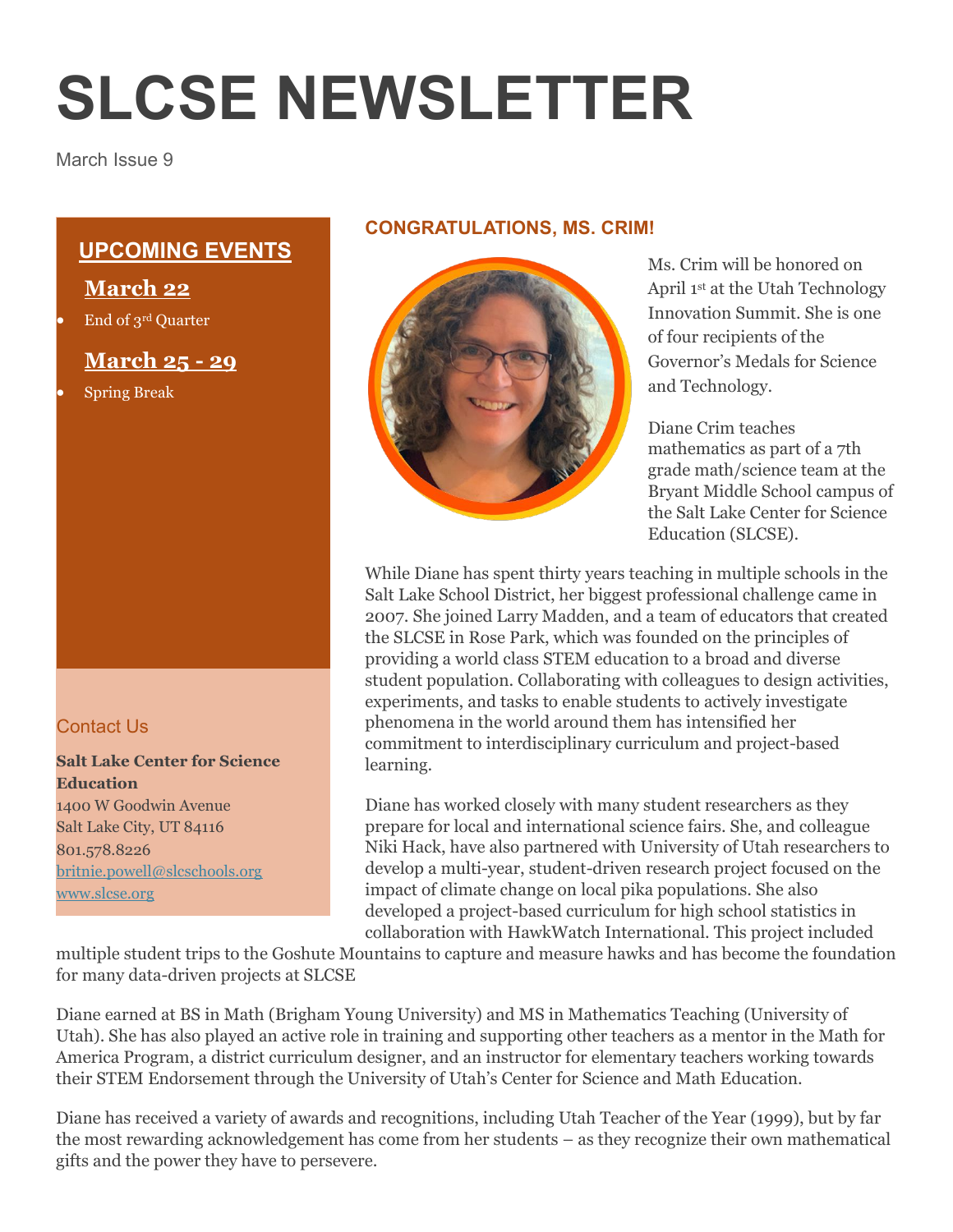# SLCSE NEWSLETTER

March Issue 9

## UPCOMING EVENTS

### March 22

- End of 3rd Quarter

### March 25 - 29

- Spring Break

### Contact Us

**Salt Lake Center for Science Education**
1400 W Goodwin Avenue
Salt Lake City, UT 84116
801.578.8226
britnie.powell@slcschools.org
www.slcse.org

## CONGRATULATIONS, MS. CRIM!

Ms. Crim will be honored on April 1st at the Utah Technology Innovation Summit. She is one of four recipients of the Governor's Medals for Science and Technology.

Diane Crim teaches mathematics as part of a 7th grade math/science team at the Bryant Middle School campus of the Salt Lake Center for Science Education (SLCSE).

While Diane has spent thirty years teaching in multiple schools in the Salt Lake School District, her biggest professional challenge came in 2007. She joined Larry Madden, and a team of educators that created the SLCSE in Rose Park, which was founded on the principles of providing a world class STEM education to a broad and diverse student population. Collaborating with colleagues to design activities, experiments, and tasks to enable students to actively investigate phenomena in the world around them has intensified her commitment to interdisciplinary curriculum and project-based learning.

Diane has worked closely with many student researchers as they prepare for local and international science fairs. She, and colleague Niki Hack, have also partnered with University of Utah researchers to develop a multi-year, student-driven research project focused on the impact of climate change on local pika populations. She also developed a project-based curriculum for high school statistics in collaboration with HawkWatch International. This project included multiple student trips to the Goshute Mountains to capture and measure hawks and has become the foundation for many data-driven projects at SLCSE

Diane earned at BS in Math (Brigham Young University) and MS in Mathematics Teaching (University of Utah). She has also played an active role in training and supporting other teachers as a mentor in the Math for America Program, a district curriculum designer, and an instructor for elementary teachers working towards their STEM Endorsement through the University of Utah's Center for Science and Math Education.

Diane has received a variety of awards and recognitions, including Utah Teacher of the Year (1999), but by far the most rewarding acknowledgement has come from her students – as they recognize their own mathematical gifts and the power they have to persevere.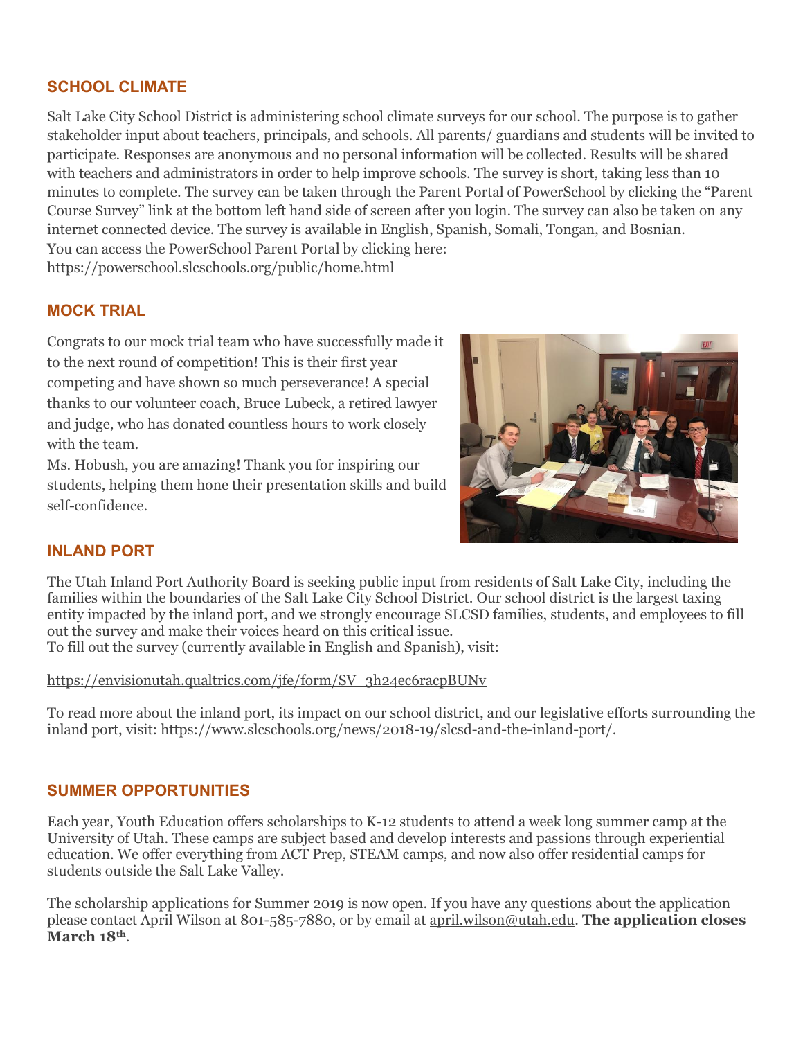## SCHOOL CLIMATE

Salt Lake City School District is administering school climate surveys for our school. The purpose is to gather stakeholder input about teachers, principals, and schools. All parents/ guardians and students will be invited to participate. Responses are anonymous and no personal information will be collected. Results will be shared with teachers and administrators in order to help improve schools. The survey is short, taking less than 10 minutes to complete. The survey can be taken through the Parent Portal of PowerSchool by clicking the "Parent Course Survey" link at the bottom left hand side of screen after you login. The survey can also be taken on any internet connected device. The survey is available in English, Spanish, Somali, Tongan, and Bosnian.
You can access the PowerSchool Parent Portal by clicking here:
https://powerschool.slcschools.org/public/home.html

## MOCK TRIAL

Congrats to our mock trial team who have successfully made it to the next round of competition! This is their first year competing and have shown so much perseverance! A special thanks to our volunteer coach, Bruce Lubeck, a retired lawyer and judge, who has donated countless hours to work closely with the team.
Ms. Hobush, you are amazing! Thank you for inspiring our students, helping them hone their presentation skills and build self-confidence.

## INLAND PORT

The Utah Inland Port Authority Board is seeking public input from residents of Salt Lake City, including the families within the boundaries of the Salt Lake City School District. Our school district is the largest taxing entity impacted by the inland port, and we strongly encourage SLCSD families, students, and employees to fill out the survey and make their voices heard on this critical issue.
To fill out the survey (currently available in English and Spanish), visit:

https://envisionutah.qualtrics.com/jfe/form/SV_3h24ec6racpBUNv

To read more about the inland port, its impact on our school district, and our legislative efforts surrounding the inland port, visit: https://www.slcschools.org/news/2018-19/slcsd-and-the-inland-port/.

## SUMMER OPPORTUNITIES

Each year, Youth Education offers scholarships to K-12 students to attend a week long summer camp at the University of Utah. These camps are subject based and develop interests and passions through experiential education. We offer everything from ACT Prep, STEAM camps, and now also offer residential camps for students outside the Salt Lake Valley.

The scholarship applications for Summer 2019 is now open. If you have any questions about the application please contact April Wilson at 801-585-7880, or by email at april.wilson@utah.edu. **The application closes March 18th**.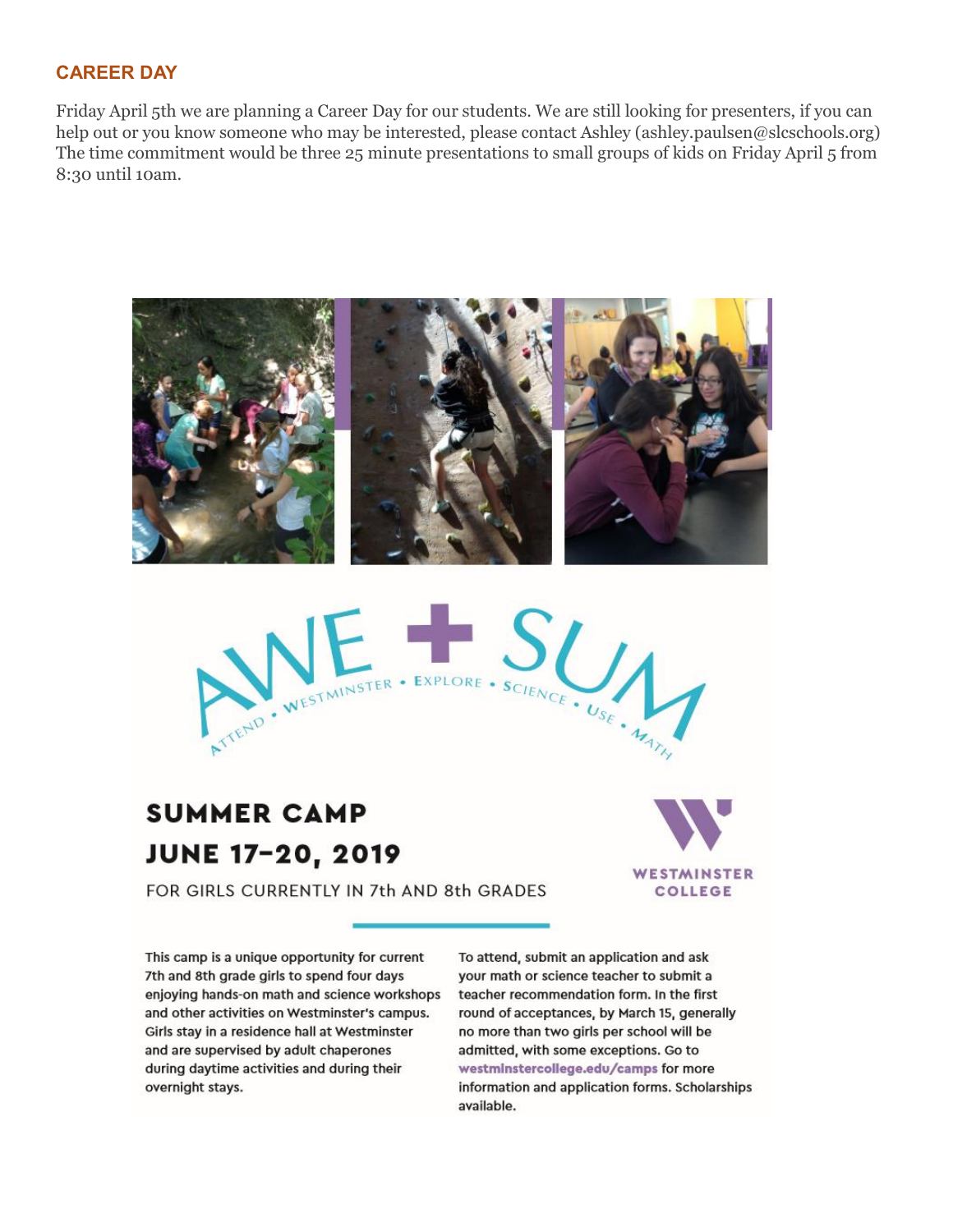## CAREER DAY

Friday April 5th we are planning a Career Day for our students. We are still looking for presenters, if you can help out or you know someone who may be interested, please contact Ashley (ashley.paulsen@slcschools.org) The time commitment would be three 25 minute presentations to small groups of kids on Friday April 5 from 8:30 until 10am.

# AWE + SUM

ATTEND • WESTMINSTER • EXPLORE • SCIENCE • USE • MATH

## SUMMER CAMP
## JUNE 17–20, 2019

FOR GIRLS CURRENTLY IN 7th AND 8th GRADES

WESTMINSTER COLLEGE

This camp is a unique opportunity for current 7th and 8th grade girls to spend four days enjoying hands-on math and science workshops and other activities on Westminster's campus. Girls stay in a residence hall at Westminster and are supervised by adult chaperones during daytime activities and during their overnight stays.

To attend, submit an application and ask your math or science teacher to submit a teacher recommendation form. In the first round of acceptances, by March 15, generally no more than two girls per school will be admitted, with some exceptions. Go to **westminstercollege.edu/camps** for more information and application forms. Scholarships available.